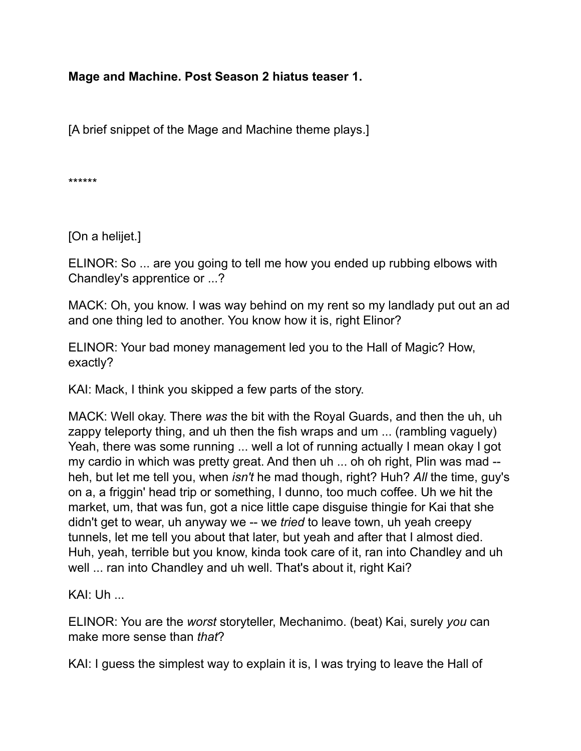**Mage and Machine. Post Season 2 hiatus teaser 1.**

[A brief snippet of the Mage and Machine theme plays.]

******

[On a helijet.]

ELINOR: So ... are you going to tell me how you ended up rubbing elbows with Chandley's apprentice or ...?

MACK: Oh, you know. I was way behind on my rent so my landlady put out an ad and one thing led to another. You know how it is, right Elinor?

ELINOR: Your bad money management led you to the Hall of Magic? How, exactly?

KAI: Mack, I think you skipped a few parts of the story.

MACK: Well okay. There *was* the bit with the Royal Guards, and then the uh, uh zappy teleporty thing, and uh then the fish wraps and um ... (rambling vaguely) Yeah, there was some running ... well a lot of running actually I mean okay I got my cardio in which was pretty great. And then uh ... oh oh right, Plin was mad -- heh, but let me tell you, when *isn't* he mad though, right? Huh? *All* the time, guy's on a, a friggin' head trip or something, I dunno, too much coffee. Uh we hit the market, um, that was fun, got a nice little cape disguise thingie for Kai that she didn't get to wear, uh anyway we -- we *tried* to leave town, uh yeah creepy tunnels, let me tell you about that later, but yeah and after that I almost died. Huh, yeah, terrible but you know, kinda took care of it, ran into Chandley and uh well ... ran into Chandley and uh well. That's about it, right Kai?

KAI: Uh ...

ELINOR: You are the *worst* storyteller, Mechanimo. (beat) Kai, surely *you* can make more sense than *that*?

KAI: I guess the simplest way to explain it is, I was trying to leave the Hall of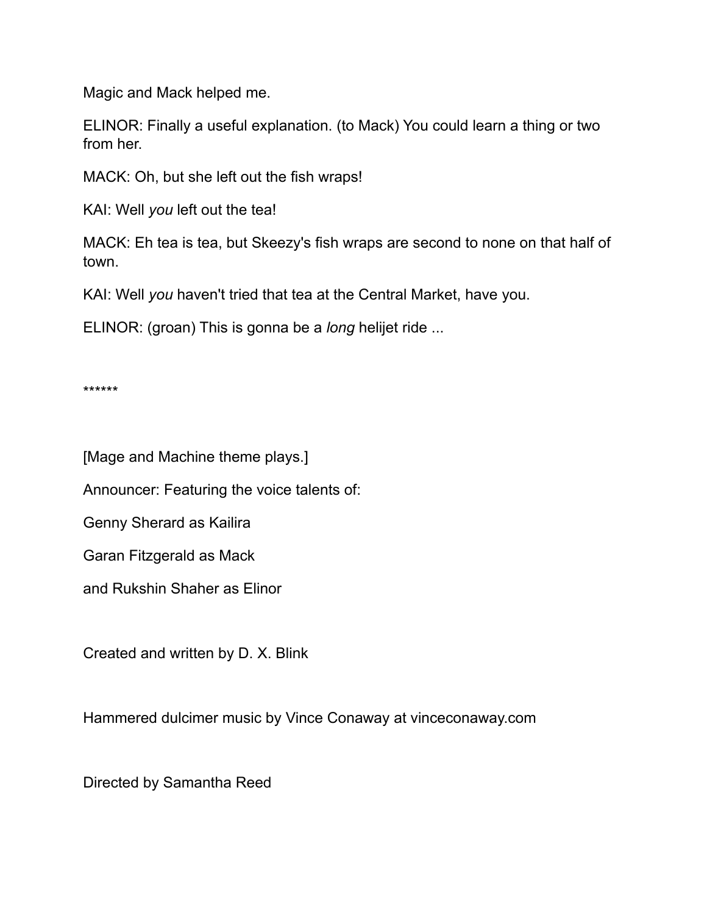Magic and Mack helped me.

ELINOR: Finally a useful explanation. (to Mack) You could learn a thing or two from her.

MACK: Oh, but she left out the fish wraps!

KAI: Well *you* left out the tea!

MACK: Eh tea is tea, but Skeezy's fish wraps are second to none on that half of town.

KAI: Well *you* haven't tried that tea at the Central Market, have you.

ELINOR: (groan) This is gonna be a *long* helijet ride ...

******

[Mage and Machine theme plays.]

Announcer: Featuring the voice talents of:

Genny Sherard as Kailira

Garan Fitzgerald as Mack

and Rukshin Shaher as Elinor

Created and written by D. X. Blink

Hammered dulcimer music by Vince Conaway at vinceconaway.com

Directed by Samantha Reed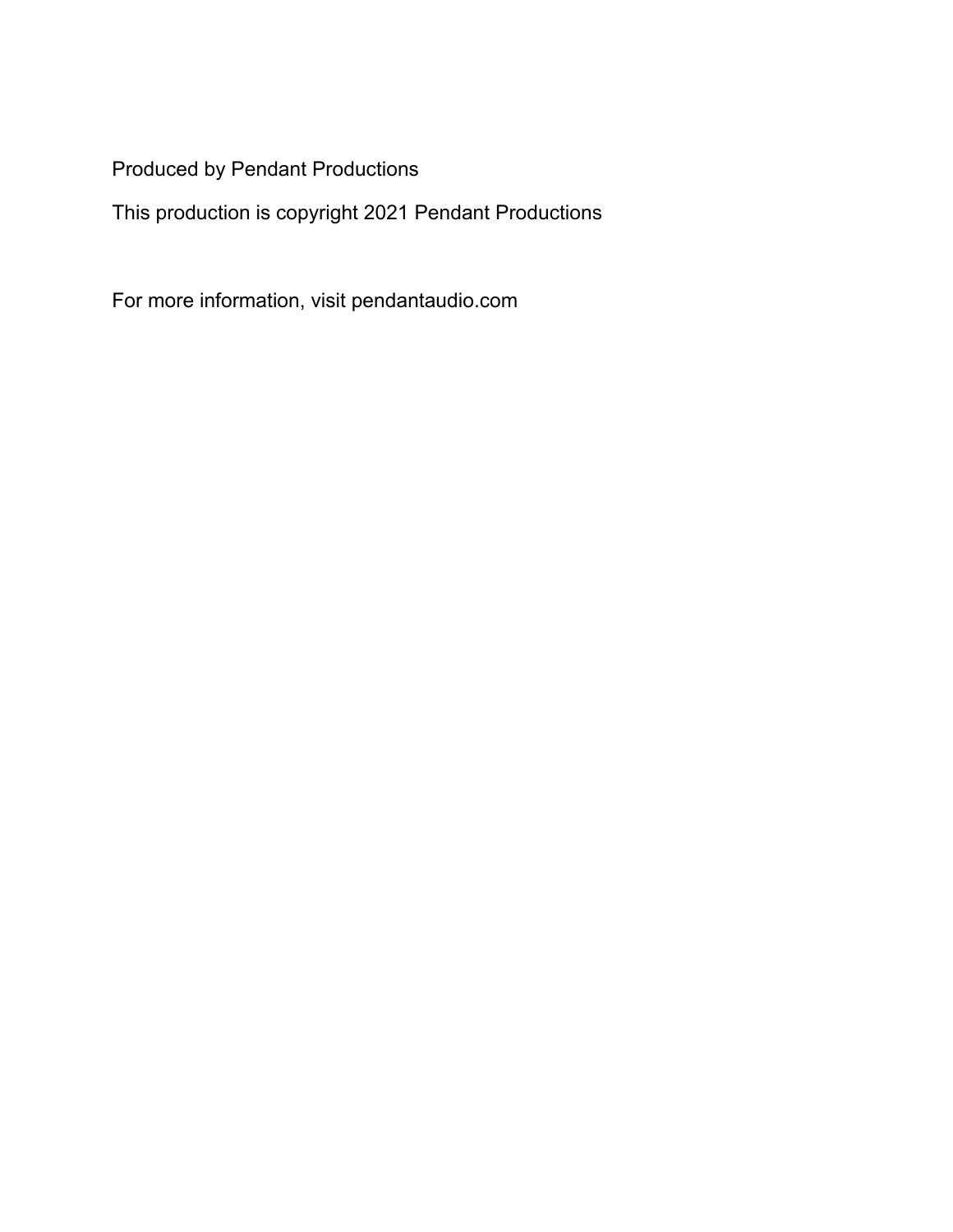Produced by Pendant Productions

This production is copyright 2021 Pendant Productions

For more information, visit pendantaudio.com